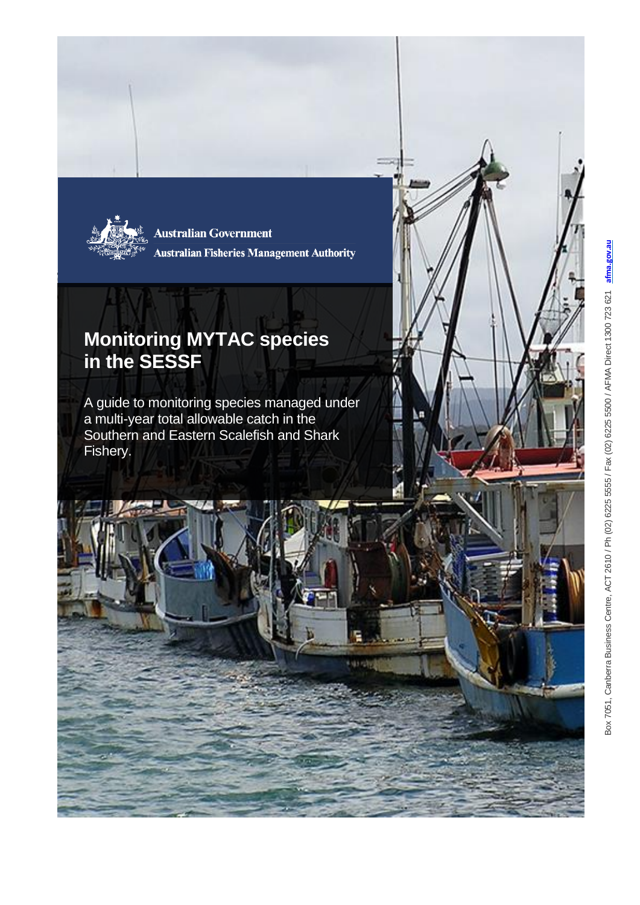Australian Government

Australian Fisheries Management Authority

# Monitoring MYTAC species in the SESSF

A guide to monitoring species managed under a multi-year total allowable catch in the Southern and Eastern Scalefish and Shark Fishery.

Box 7051, Canberra Business Centre, ACT 2610 / Ph (02) 6225 5555 / Fax (02) 6225 5500 / AFMA Direct 1300 723 621 afma.gov.au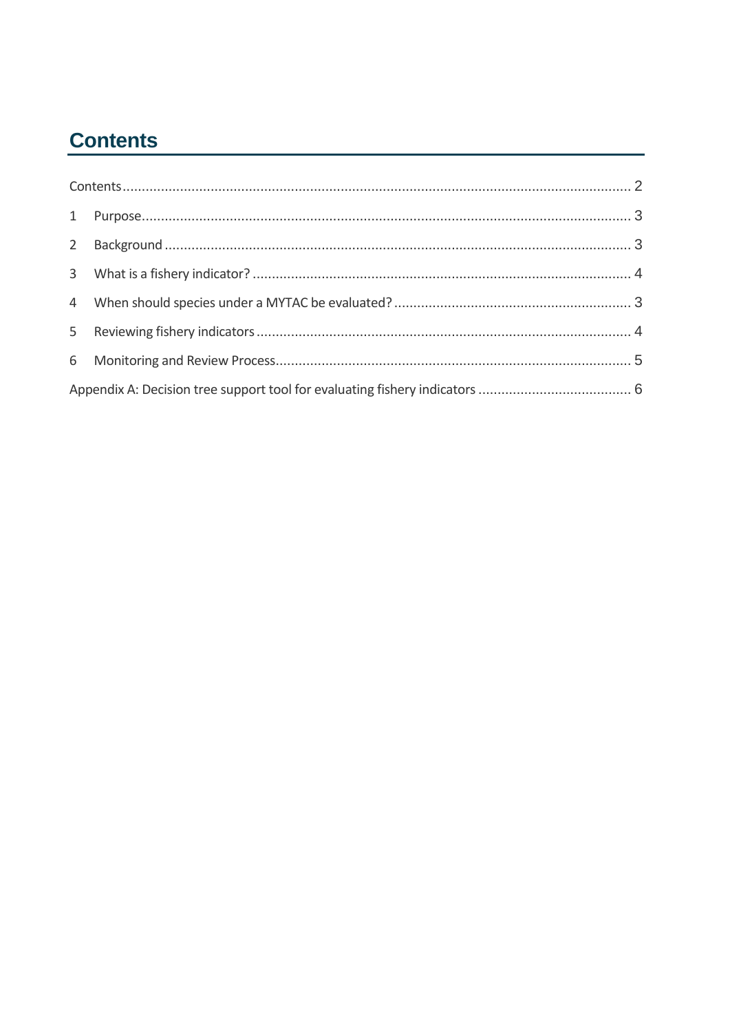# Contents

Contents ........ 2

1 Purpose ........ 3

2 Background ........ 3

3 What is a fishery indicator? ........ 4

4 When should species under a MYTAC be evaluated? ........ 3

5 Reviewing fishery indicators ........ 4

6 Monitoring and Review Process ........ 5

Appendix A: Decision tree support tool for evaluating fishery indicators ........ 6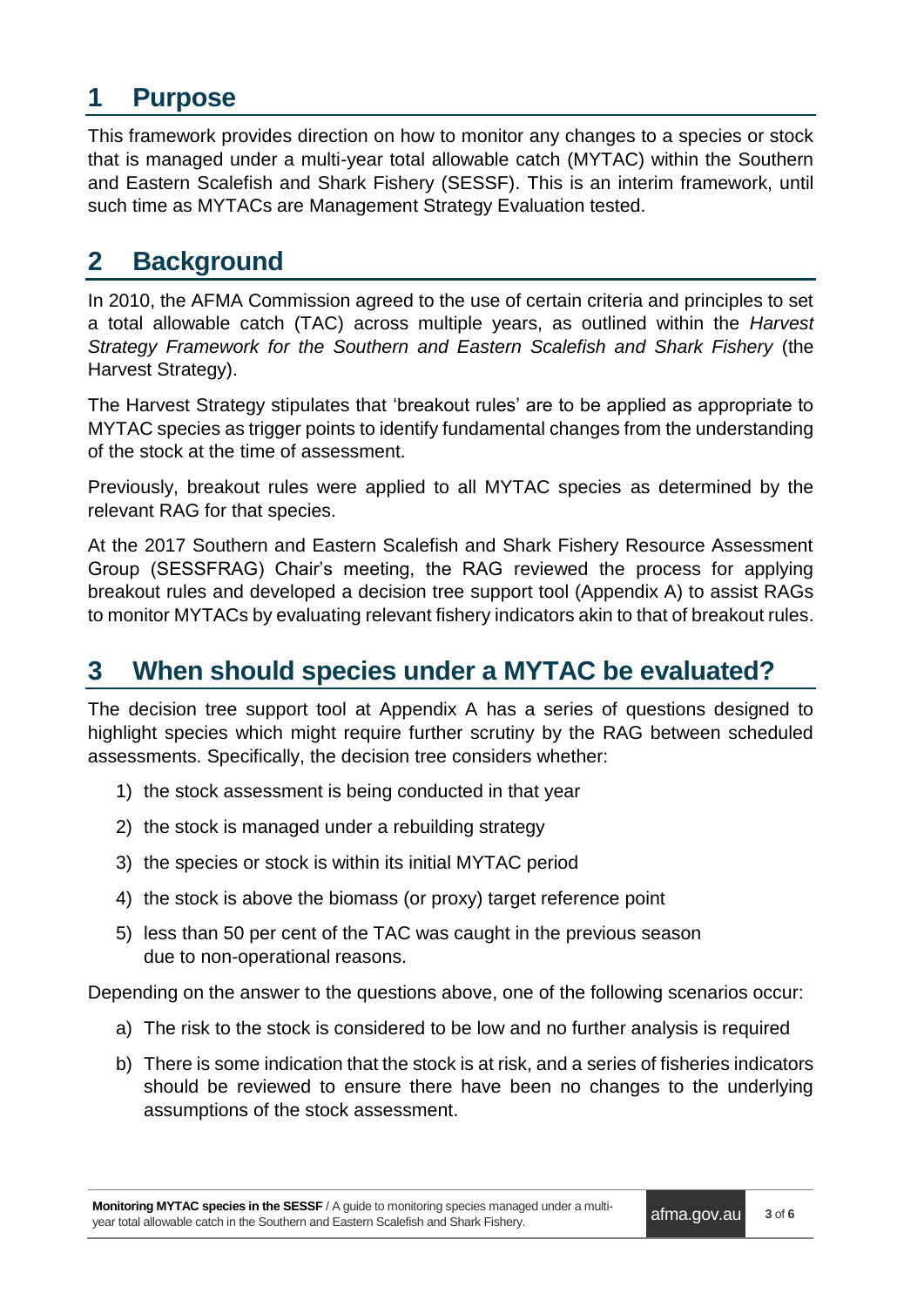## 1 Purpose

This framework provides direction on how to monitor any changes to a species or stock that is managed under a multi-year total allowable catch (MYTAC) within the Southern and Eastern Scalefish and Shark Fishery (SESSF). This is an interim framework, until such time as MYTACs are Management Strategy Evaluation tested.

## 2 Background

In 2010, the AFMA Commission agreed to the use of certain criteria and principles to set a total allowable catch (TAC) across multiple years, as outlined within the *Harvest Strategy Framework for the Southern and Eastern Scalefish and Shark Fishery* (the Harvest Strategy).

The Harvest Strategy stipulates that 'breakout rules' are to be applied as appropriate to MYTAC species as trigger points to identify fundamental changes from the understanding of the stock at the time of assessment.

Previously, breakout rules were applied to all MYTAC species as determined by the relevant RAG for that species.

At the 2017 Southern and Eastern Scalefish and Shark Fishery Resource Assessment Group (SESSFRAG) Chair's meeting, the RAG reviewed the process for applying breakout rules and developed a decision tree support tool (Appendix A) to assist RAGs to monitor MYTACs by evaluating relevant fishery indicators akin to that of breakout rules.

## 3 When should species under a MYTAC be evaluated?

The decision tree support tool at Appendix A has a series of questions designed to highlight species which might require further scrutiny by the RAG between scheduled assessments. Specifically, the decision tree considers whether:

1) the stock assessment is being conducted in that year
2) the stock is managed under a rebuilding strategy
3) the species or stock is within its initial MYTAC period
4) the stock is above the biomass (or proxy) target reference point
5) less than 50 per cent of the TAC was caught in the previous season due to non-operational reasons.

Depending on the answer to the questions above, one of the following scenarios occur:

a) The risk to the stock is considered to be low and no further analysis is required
b) There is some indication that the stock is at risk, and a series of fisheries indicators should be reviewed to ensure there have been no changes to the underlying assumptions of the stock assessment.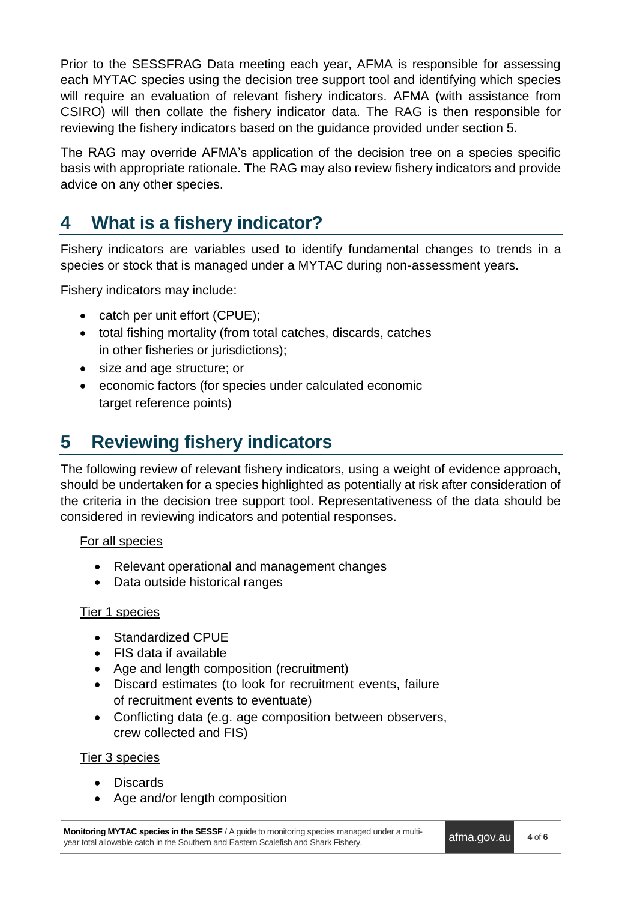Prior to the SESSFRAG Data meeting each year, AFMA is responsible for assessing each MYTAC species using the decision tree support tool and identifying which species will require an evaluation of relevant fishery indicators. AFMA (with assistance from CSIRO) will then collate the fishery indicator data. The RAG is then responsible for reviewing the fishery indicators based on the guidance provided under section 5.

The RAG may override AFMA's application of the decision tree on a species specific basis with appropriate rationale. The RAG may also review fishery indicators and provide advice on any other species.

## 4 What is a fishery indicator?

Fishery indicators are variables used to identify fundamental changes to trends in a species or stock that is managed under a MYTAC during non-assessment years.

Fishery indicators may include:

- catch per unit effort (CPUE);
- total fishing mortality (from total catches, discards, catches in other fisheries or jurisdictions);
- size and age structure; or
- economic factors (for species under calculated economic target reference points)

## 5 Reviewing fishery indicators

The following review of relevant fishery indicators, using a weight of evidence approach, should be undertaken for a species highlighted as potentially at risk after consideration of the criteria in the decision tree support tool. Representativeness of the data should be considered in reviewing indicators and potential responses.

<u>For all species</u>

- Relevant operational and management changes
- Data outside historical ranges

<u>Tier 1 species</u>

- Standardized CPUE
- FIS data if available
- Age and length composition (recruitment)
- Discard estimates (to look for recruitment events, failure of recruitment events to eventuate)
- Conflicting data (e.g. age composition between observers, crew collected and FIS)

<u>Tier 3 species</u>

- Discards
- Age and/or length composition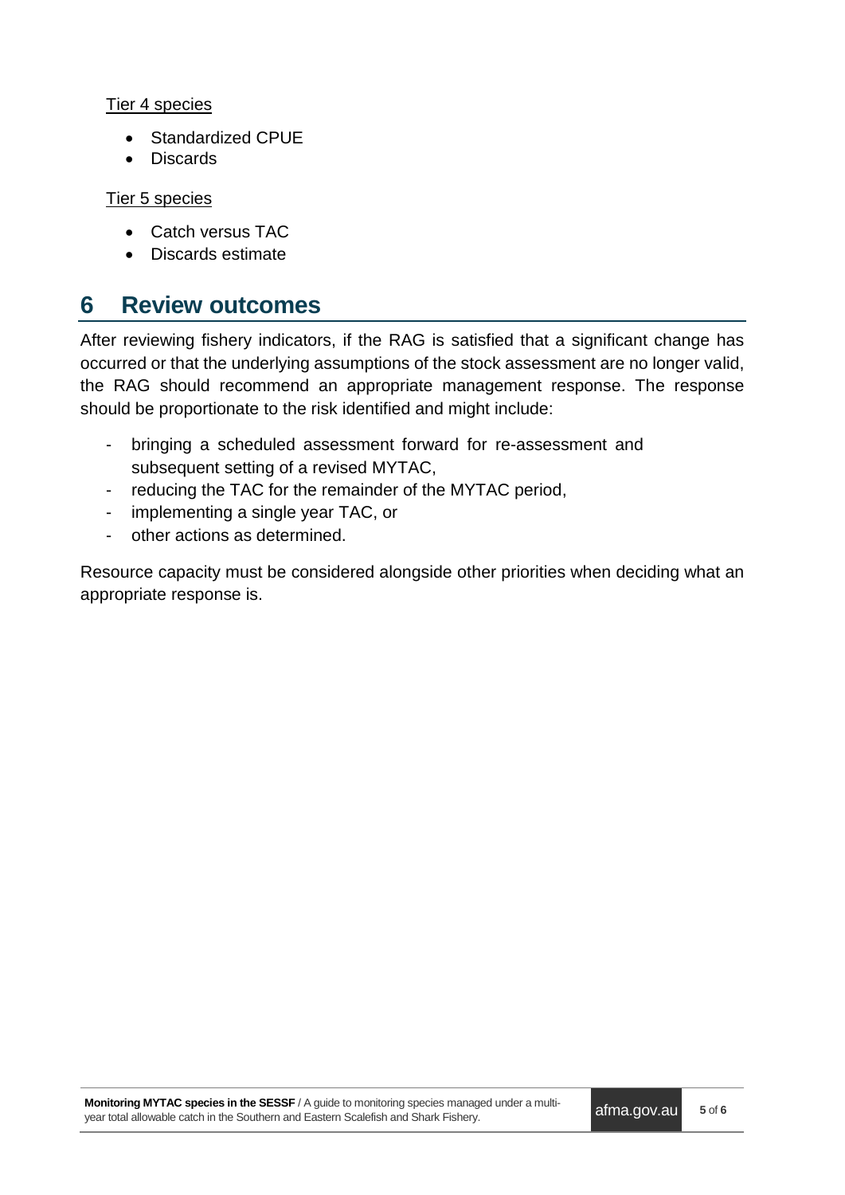Tier 4 species

- Standardized CPUE
- Discards

Tier 5 species

- Catch versus TAC
- Discards estimate

## 6 Review outcomes

After reviewing fishery indicators, if the RAG is satisfied that a significant change has occurred or that the underlying assumptions of the stock assessment are no longer valid, the RAG should recommend an appropriate management response. The response should be proportionate to the risk identified and might include:

- bringing a scheduled assessment forward for re-assessment and subsequent setting of a revised MYTAC,
- reducing the TAC for the remainder of the MYTAC period,
- implementing a single year TAC, or
- other actions as determined.

Resource capacity must be considered alongside other priorities when deciding what an appropriate response is.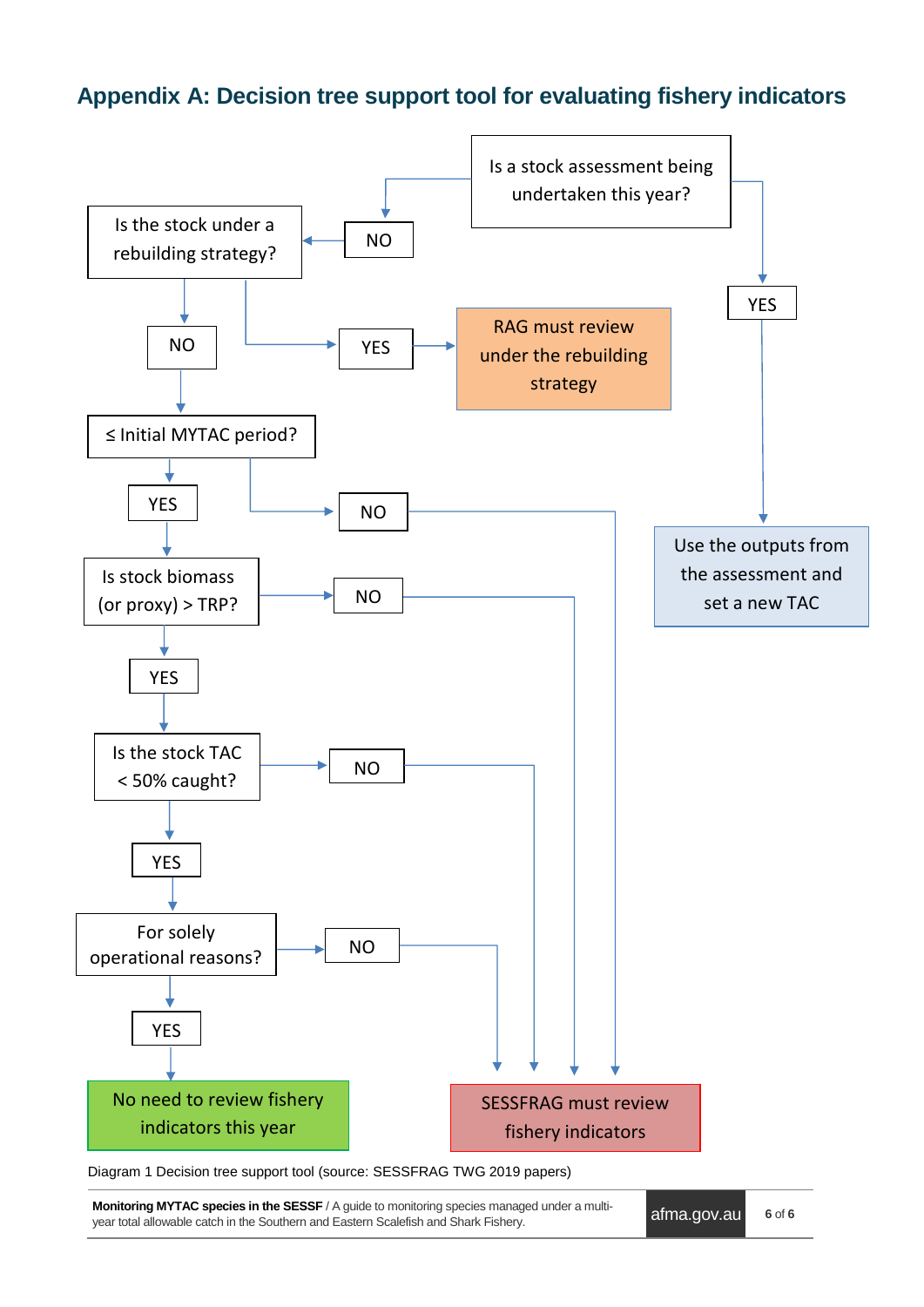# Appendix A: Decision tree support tool for evaluating fishery indicators

Is a stock assessment being undertaken this year?

NO

Is the stock under a rebuilding strategy?

YES

Use the outputs from the assessment and set a new TAC

NO

YES

RAG must review under the rebuilding strategy

≤ Initial MYTAC period?

YES

NO

Is stock biomass (or proxy) > TRP?

NO

YES

Is the stock TAC < 50% caught?

NO

YES

For solely operational reasons?

NO

YES

No need to review fishery indicators this year

SESSFRAG must review fishery indicators

Diagram 1 Decision tree support tool (source: SESSFRAG TWG 2019 papers)